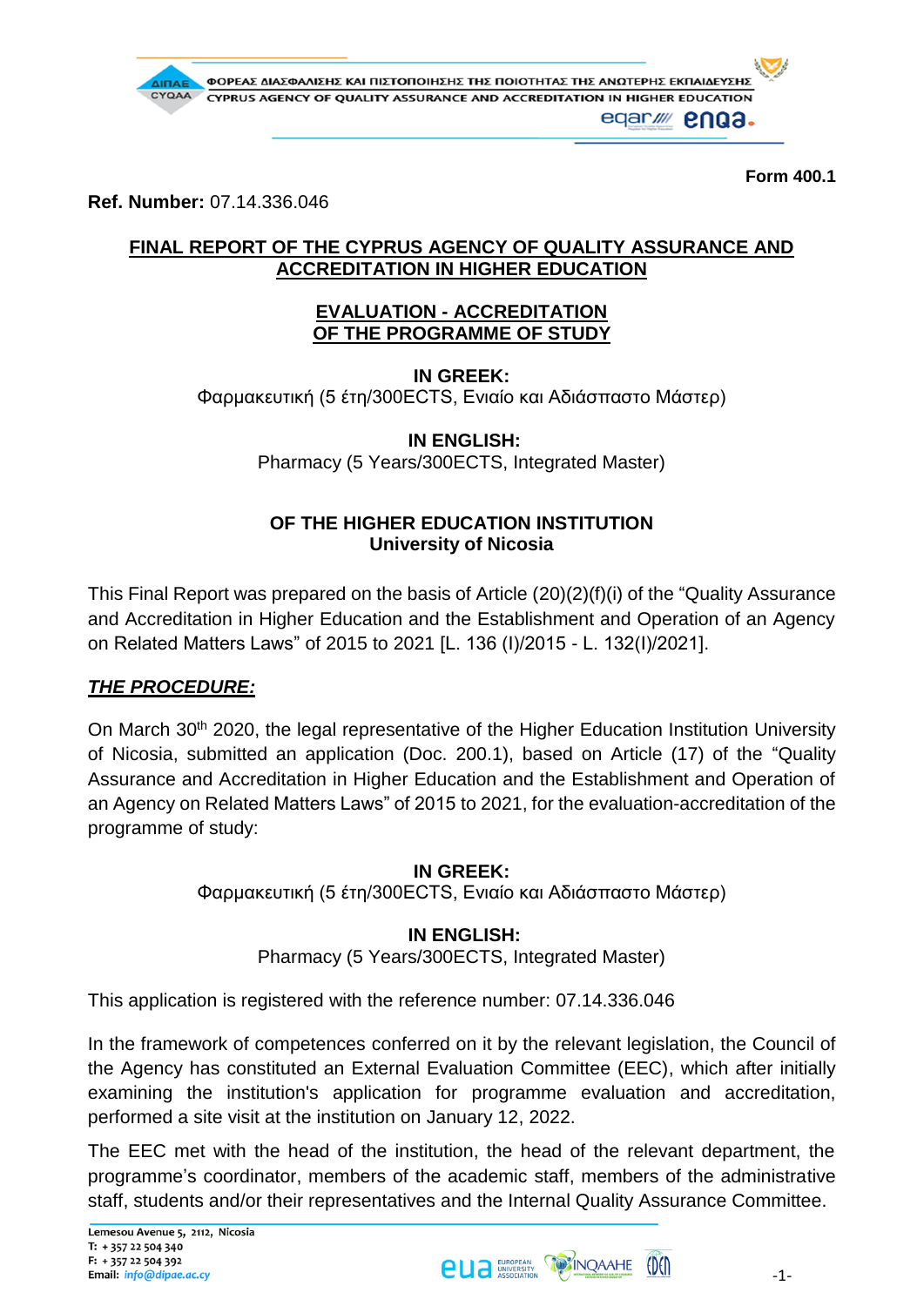**Form 400.1**

**Ref. Number:** 07.14.336.046

# FINAL REPORT OF THE CYPRUS AGENCY OF QUALITY ASSURANCE AND ACCREDITATION IN HIGHER EDUCATION

## EVALUATION - ACCREDITATION OF THE PROGRAMME OF STUDY

**IN GREEK:**
Φαρμακευτική (5 έτη/300ECTS, Ενιαίο και Αδιάσπαστο Μάστερ)

**IN ENGLISH:**
Pharmacy (5 Years/300ECTS, Integrated Master)

**OF THE HIGHER EDUCATION INSTITUTION**
**University of Nicosia**

This Final Report was prepared on the basis of Article (20)(2)(f)(i) of the "Quality Assurance and Accreditation in Higher Education and the Establishment and Operation of an Agency on Related Matters Laws" of 2015 to 2021 [L. 136 (I)/2015 - L. 132(I)/2021].

## *THE PROCEDURE:*

On March 30th 2020, the legal representative of the Higher Education Institution University of Nicosia, submitted an application (Doc. 200.1), based on Article (17) of the "Quality Assurance and Accreditation in Higher Education and the Establishment and Operation of an Agency on Related Matters Laws" of 2015 to 2021, for the evaluation-accreditation of the programme of study:

**IN GREEK:**
Φαρμακευτική (5 έτη/300ECTS, Ενιαίο και Αδιάσπαστο Μάστερ)

**IN ENGLISH:**
Pharmacy (5 Years/300ECTS, Integrated Master)

This application is registered with the reference number: 07.14.336.046

In the framework of competences conferred on it by the relevant legislation, the Council of the Agency has constituted an External Evaluation Committee (EEC), which after initially examining the institution's application for programme evaluation and accreditation, performed a site visit at the institution on January 12, 2022.

The EEC met with the head of the institution, the head of the relevant department, the programme's coordinator, members of the academic staff, members of the administrative staff, students and/or their representatives and the Internal Quality Assurance Committee.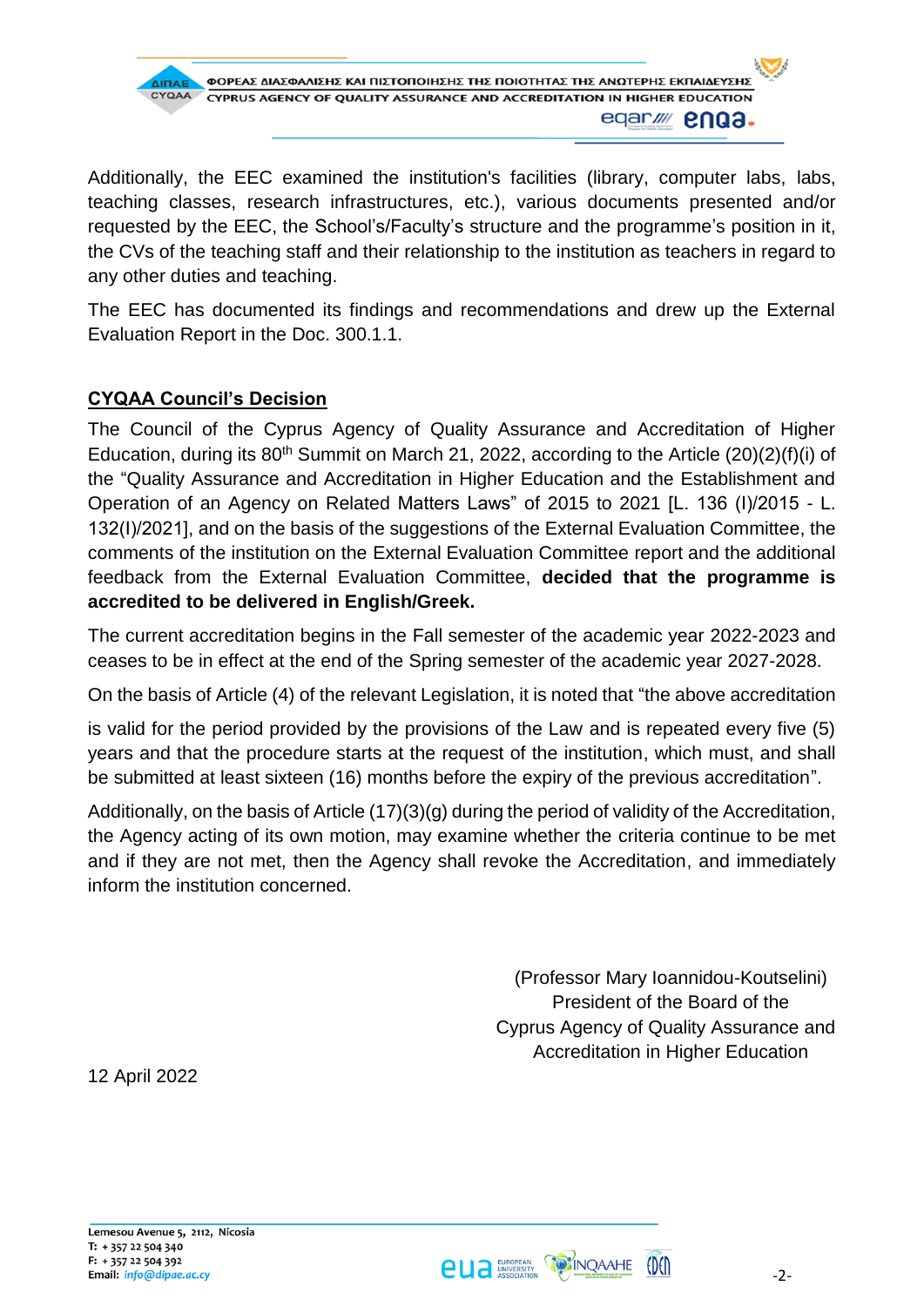Additionally, the EEC examined the institution's facilities (library, computer labs, labs, teaching classes, research infrastructures, etc.), various documents presented and/or requested by the EEC, the School's/Faculty's structure and the programme's position in it, the CVs of the teaching staff and their relationship to the institution as teachers in regard to any other duties and teaching.

The EEC has documented its findings and recommendations and drew up the External Evaluation Report in the Doc. 300.1.1.

## CYQAA Council's Decision

The Council of the Cyprus Agency of Quality Assurance and Accreditation of Higher Education, during its 80th Summit on March 21, 2022, according to the Article (20)(2)(f)(i) of the "Quality Assurance and Accreditation in Higher Education and the Establishment and Operation of an Agency on Related Matters Laws" of 2015 to 2021 [L. 136 (I)/2015 - L. 132(I)/2021], and on the basis of the suggestions of the External Evaluation Committee, the comments of the institution on the External Evaluation Committee report and the additional feedback from the External Evaluation Committee, **decided that the programme is accredited to be delivered in English/Greek.**

The current accreditation begins in the Fall semester of the academic year 2022-2023 and ceases to be in effect at the end of the Spring semester of the academic year 2027-2028.

On the basis of Article (4) of the relevant Legislation, it is noted that "the above accreditation is valid for the period provided by the provisions of the Law and is repeated every five (5) years and that the procedure starts at the request of the institution, which must, and shall be submitted at least sixteen (16) months before the expiry of the previous accreditation".

Additionally, on the basis of Article (17)(3)(g) during the period of validity of the Accreditation, the Agency acting of its own motion, may examine whether the criteria continue to be met and if they are not met, then the Agency shall revoke the Accreditation, and immediately inform the institution concerned.

(Professor Mary Ioannidou-Koutselini)
President of the Board of the
Cyprus Agency of Quality Assurance and
Accreditation in Higher Education

12 April 2022

Lemesou Avenue 5, 2112, Nicosia
T: + 357 22 504 340
F: + 357 22 504 392
Email: info@dipae.ac.cy